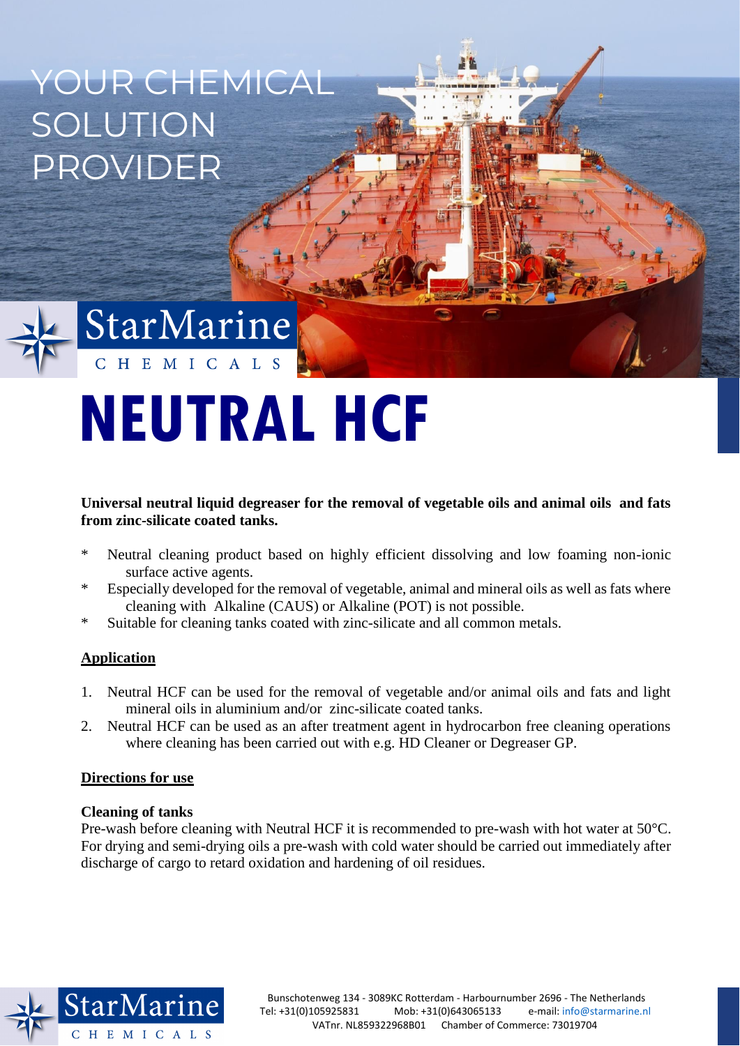YOUR CHEMICAL SOLUTION PROVIDER

StarMarine CHEMICALS

# NEUTRAL HCF

**Universal neutral liquid degreaser for the removal of vegetable oils and animal oils and fats from zinc-silicate coated tanks.**

- Neutral cleaning product based on highly efficient dissolving and low foaming non-ionic surface active agents.
- Especially developed for the removal of vegetable, animal and mineral oils as well as fats where cleaning with Alkaline (CAUS) or Alkaline (POT) is not possible.
- Suitable for cleaning tanks coated with zinc-silicate and all common metals.

## Application

1. Neutral HCF can be used for the removal of vegetable and/or animal oils and fats and light mineral oils in aluminium and/or zinc-silicate coated tanks.
2. Neutral HCF can be used as an after treatment agent in hydrocarbon free cleaning operations where cleaning has been carried out with e.g. HD Cleaner or Degreaser GP.

## Directions for use

### Cleaning of tanks

Pre-wash before cleaning with Neutral HCF it is recommended to pre-wash with hot water at 50°C. For drying and semi-drying oils a pre-wash with cold water should be carried out immediately after discharge of cargo to retard oxidation and hardening of oil residues.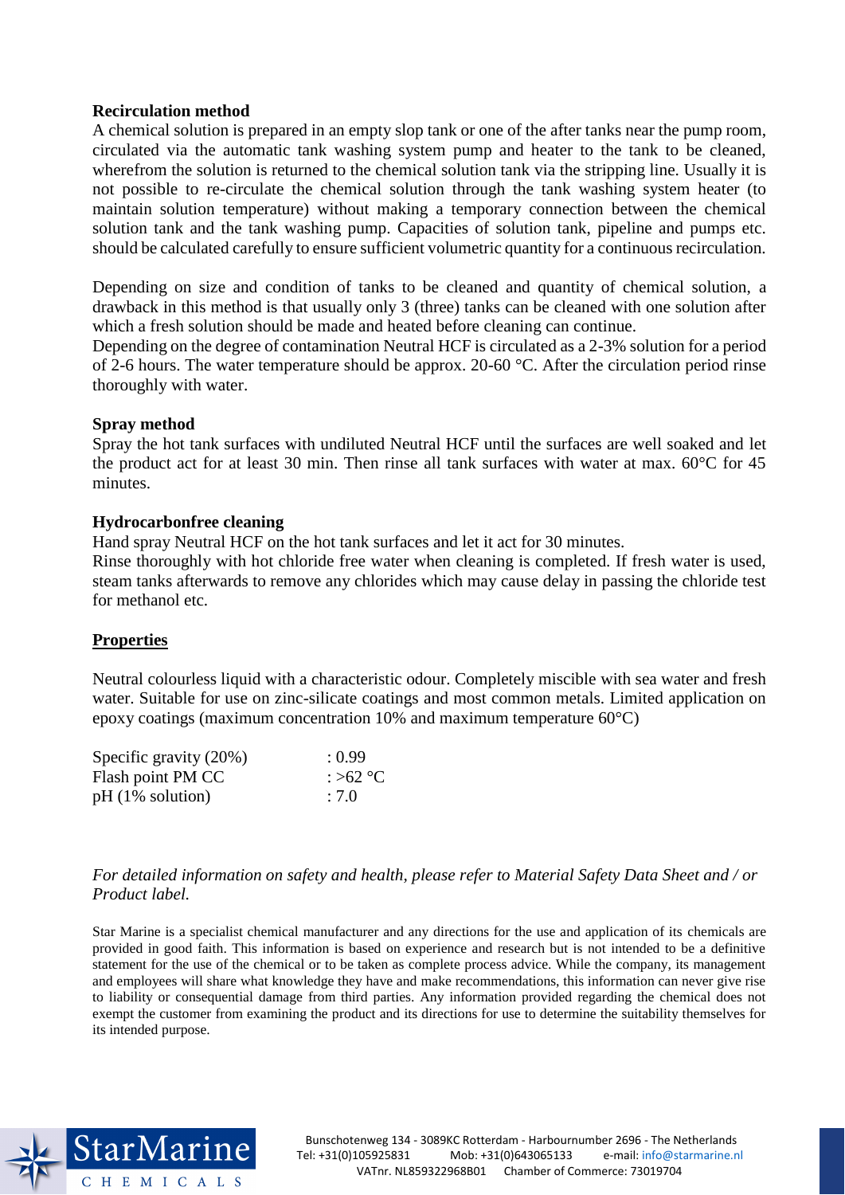**Recirculation method**

A chemical solution is prepared in an empty slop tank or one of the after tanks near the pump room, circulated via the automatic tank washing system pump and heater to the tank to be cleaned, wherefrom the solution is returned to the chemical solution tank via the stripping line. Usually it is not possible to re-circulate the chemical solution through the tank washing system heater (to maintain solution temperature) without making a temporary connection between the chemical solution tank and the tank washing pump. Capacities of solution tank, pipeline and pumps etc. should be calculated carefully to ensure sufficient volumetric quantity for a continuous recirculation.

Depending on size and condition of tanks to be cleaned and quantity of chemical solution, a drawback in this method is that usually only 3 (three) tanks can be cleaned with one solution after which a fresh solution should be made and heated before cleaning can continue.
Depending on the degree of contamination Neutral HCF is circulated as a 2-3% solution for a period of 2-6 hours. The water temperature should be approx. 20-60 °C. After the circulation period rinse thoroughly with water.

**Spray method**

Spray the hot tank surfaces with undiluted Neutral HCF until the surfaces are well soaked and let the product act for at least 30 min. Then rinse all tank surfaces with water at max. 60°C for 45 minutes.

**Hydrocarbonfree cleaning**

Hand spray Neutral HCF on the hot tank surfaces and let it act for 30 minutes.
Rinse thoroughly with hot chloride free water when cleaning is completed. If fresh water is used, steam tanks afterwards to remove any chlorides which may cause delay in passing the chloride test for methanol etc.

**Properties**

Neutral colourless liquid with a characteristic odour. Completely miscible with sea water and fresh water. Suitable for use on zinc-silicate coatings and most common metals. Limited application on epoxy coatings (maximum concentration 10% and maximum temperature 60°C)

| | |
|---|---|
| Specific gravity (20%) | : 0.99 |
| Flash point PM CC | : >62 °C |
| pH (1% solution) | : 7.0 |

*For detailed information on safety and health, please refer to Material Safety Data Sheet and / or Product label.*

Star Marine is a specialist chemical manufacturer and any directions for the use and application of its chemicals are provided in good faith. This information is based on experience and research but is not intended to be a definitive statement for the use of the chemical or to be taken as complete process advice. While the company, its management and employees will share what knowledge they have and make recommendations, this information can never give rise to liability or consequential damage from third parties. Any information provided regarding the chemical does not exempt the customer from examining the product and its directions for use to determine the suitability themselves for its intended purpose.

StarMarine CHEMICALS

Bunschotenweg 134 - 3089KC Rotterdam - Harbournumber 2696 - The Netherlands
Tel: +31(0)105925831 Mob: +31(0)643065133 e-mail: info@starmarine.nl
VATnr. NL859322968B01 Chamber of Commerce: 73019704